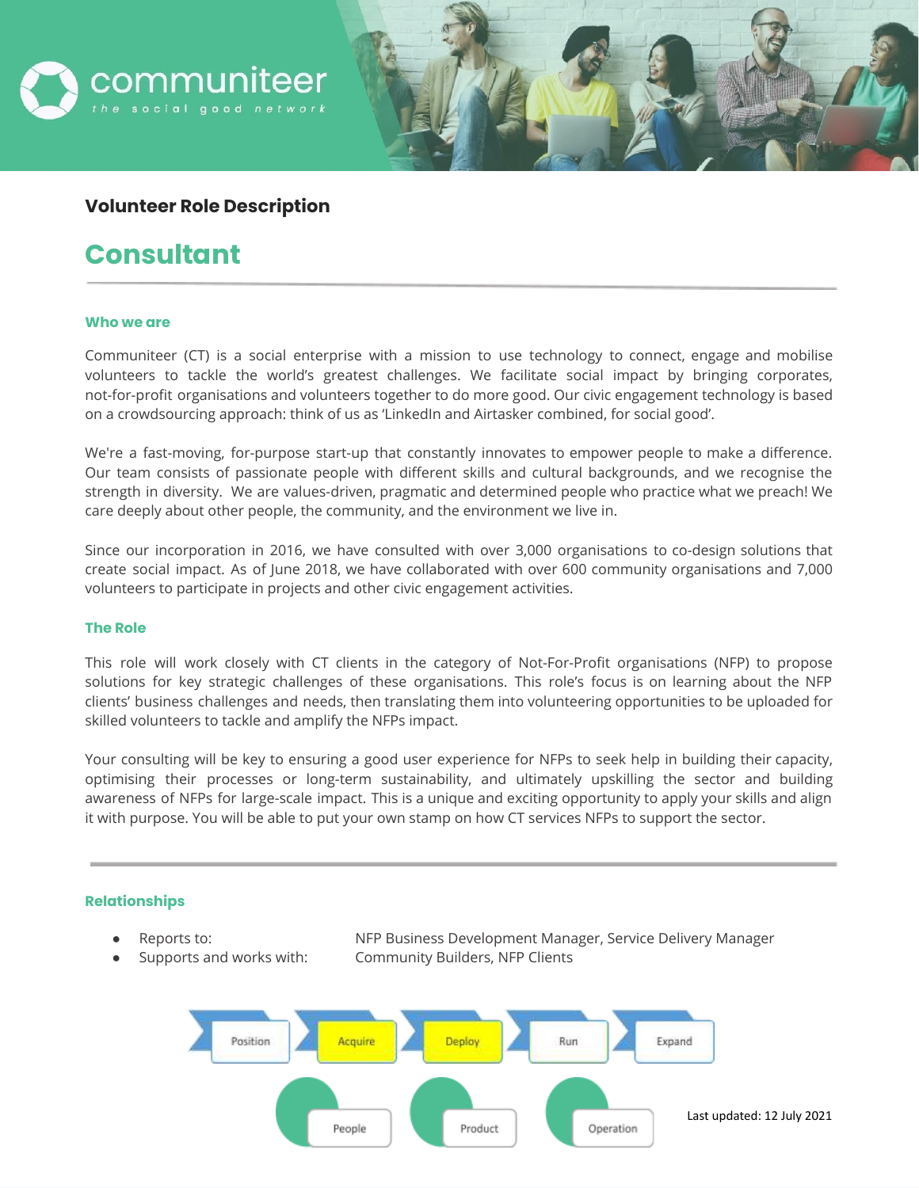communiteer
*the social good network*

**Volunteer Role Description**

# Consultant

---

## Who we are

Communiteer (CT) is a social enterprise with a mission to use technology to connect, engage and mobilise volunteers to tackle the world's greatest challenges. We facilitate social impact by bringing corporates, not-for-profit organisations and volunteers together to do more good. Our civic engagement technology is based on a crowdsourcing approach: think of us as 'LinkedIn and Airtasker combined, for social good'.

We're a fast-moving, for-purpose start-up that constantly innovates to empower people to make a difference. Our team consists of passionate people with different skills and cultural backgrounds, and we recognise the strength in diversity. We are values-driven, pragmatic and determined people who practice what we preach! We care deeply about other people, the community, and the environment we live in.

Since our incorporation in 2016, we have consulted with over 3,000 organisations to co-design solutions that create social impact. As of June 2018, we have collaborated with over 600 community organisations and 7,000 volunteers to participate in projects and other civic engagement activities.

## The Role

This role will work closely with CT clients in the category of Not-For-Profit organisations (NFP) to propose solutions for key strategic challenges of these organisations. This role's focus is on learning about the NFP clients' business challenges and needs, then translating them into volunteering opportunities to be uploaded for skilled volunteers to tackle and amplify the NFPs impact.

Your consulting will be key to ensuring a good user experience for NFPs to seek help in building their capacity, optimising their processes or long-term sustainability, and ultimately upskilling the sector and building awareness of NFPs for large-scale impact. This is a unique and exciting opportunity to apply your skills and align it with purpose. You will be able to put your own stamp on how CT services NFPs to support the sector.

---

## Relationships

- Reports to: NFP Business Development Manager, Service Delivery Manager
- Supports and works with: Community Builders, NFP Clients

Position → **Acquire** → **Deploy** → Run → Expand

People | Product | Operation

Last updated: 12 July 2021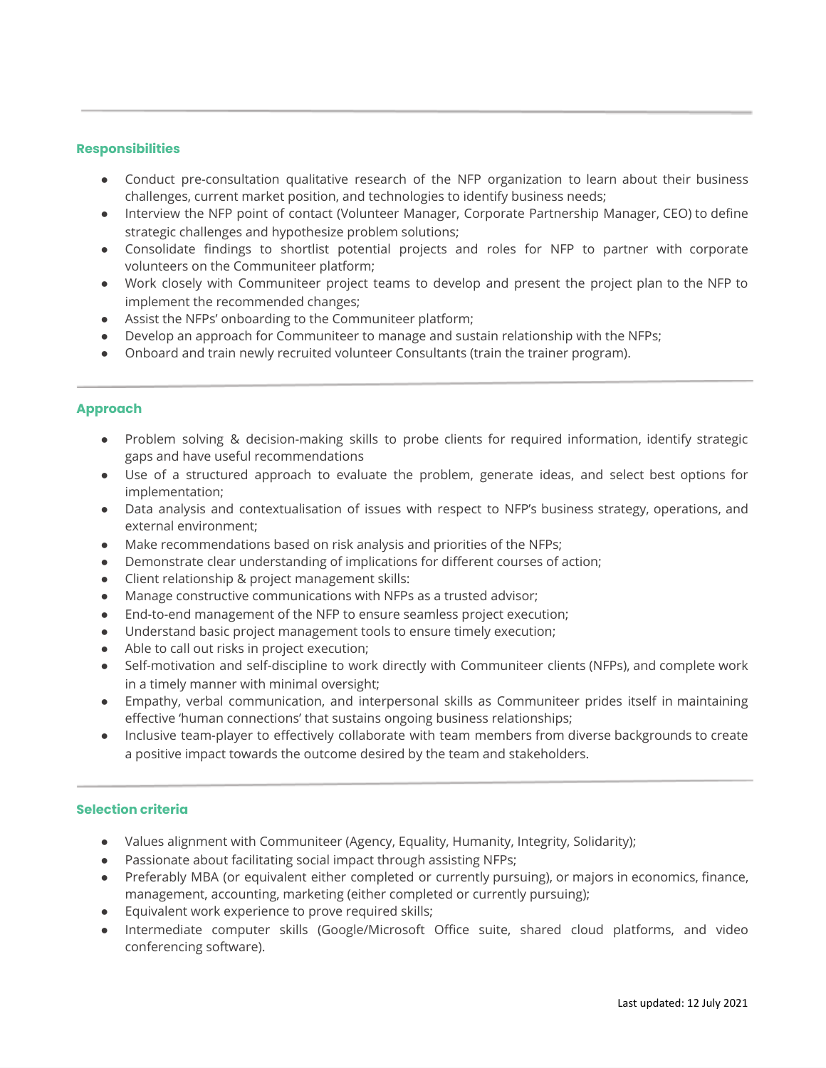## Responsibilities

- Conduct pre-consultation qualitative research of the NFP organization to learn about their business challenges, current market position, and technologies to identify business needs;
- Interview the NFP point of contact (Volunteer Manager, Corporate Partnership Manager, CEO) to define strategic challenges and hypothesize problem solutions;
- Consolidate findings to shortlist potential projects and roles for NFP to partner with corporate volunteers on the Communiteer platform;
- Work closely with Communiteer project teams to develop and present the project plan to the NFP to implement the recommended changes;
- Assist the NFPs' onboarding to the Communiteer platform;
- Develop an approach for Communiteer to manage and sustain relationship with the NFPs;
- Onboard and train newly recruited volunteer Consultants (train the trainer program).

## Approach

- Problem solving & decision-making skills to probe clients for required information, identify strategic gaps and have useful recommendations
- Use of a structured approach to evaluate the problem, generate ideas, and select best options for implementation;
- Data analysis and contextualisation of issues with respect to NFP's business strategy, operations, and external environment;
- Make recommendations based on risk analysis and priorities of the NFPs;
- Demonstrate clear understanding of implications for different courses of action;
- Client relationship & project management skills:
- Manage constructive communications with NFPs as a trusted advisor;
- End-to-end management of the NFP to ensure seamless project execution;
- Understand basic project management tools to ensure timely execution;
- Able to call out risks in project execution;
- Self-motivation and self-discipline to work directly with Communiteer clients (NFPs), and complete work in a timely manner with minimal oversight;
- Empathy, verbal communication, and interpersonal skills as Communiteer prides itself in maintaining effective 'human connections' that sustains ongoing business relationships;
- Inclusive team-player to effectively collaborate with team members from diverse backgrounds to create a positive impact towards the outcome desired by the team and stakeholders.

## Selection criteria

- Values alignment with Communiteer (Agency, Equality, Humanity, Integrity, Solidarity);
- Passionate about facilitating social impact through assisting NFPs;
- Preferably MBA (or equivalent either completed or currently pursuing), or majors in economics, finance, management, accounting, marketing (either completed or currently pursuing);
- Equivalent work experience to prove required skills;
- Intermediate computer skills (Google/Microsoft Office suite, shared cloud platforms, and video conferencing software).

Last updated: 12 July 2021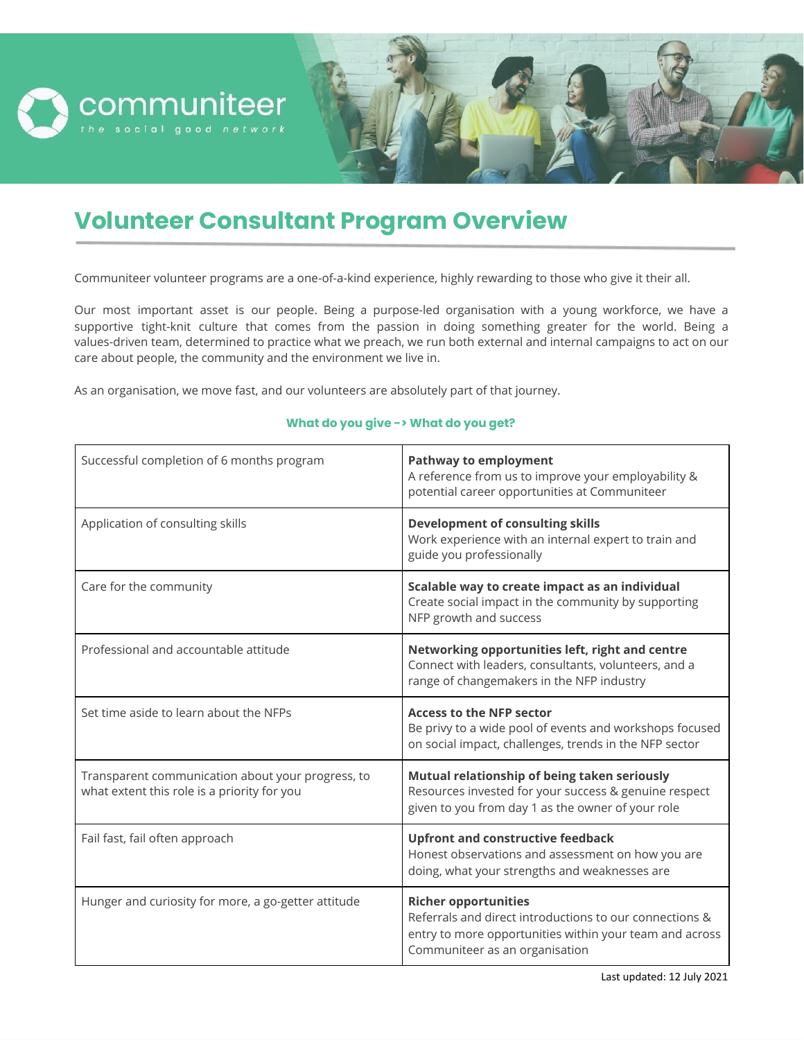communiteer
*the social good network*

# Volunteer Consultant Program Overview

Communiteer volunteer programs are a one-of-a-kind experience, highly rewarding to those who give it their all.

Our most important asset is our people. Being a purpose-led organisation with a young workforce, we have a supportive tight-knit culture that comes from the passion in doing something greater for the world. Being a values-driven team, determined to practice what we preach, we run both external and internal campaigns to act on our care about people, the community and the environment we live in.

As an organisation, we move fast, and our volunteers are absolutely part of that journey.

**What do you give -> What do you get?**

| | |
|---|---|
| Successful completion of 6 months program | **Pathway to employment** A reference from us to improve your employability & potential career opportunities at Communiteer |
| Application of consulting skills | **Development of consulting skills** Work experience with an internal expert to train and guide you professionally |
| Care for the community | **Scalable way to create impact as an individual** Create social impact in the community by supporting NFP growth and success |
| Professional and accountable attitude | **Networking opportunities left, right and centre** Connect with leaders, consultants, volunteers, and a range of changemakers in the NFP industry |
| Set time aside to learn about the NFPs | **Access to the NFP sector** Be privy to a wide pool of events and workshops focused on social impact, challenges, trends in the NFP sector |
| Transparent communication about your progress, to what extent this role is a priority for you | **Mutual relationship of being taken seriously** Resources invested for your success & genuine respect given to you from day 1 as the owner of your role |
| Fail fast, fail often approach | **Upfront and constructive feedback** Honest observations and assessment on how you are doing, what your strengths and weaknesses are |
| Hunger and curiosity for more, a go-getter attitude | **Richer opportunities** Referrals and direct introductions to our connections & entry to more opportunities within your team and across Communiteer as an organisation |

Last updated: 12 July 2021